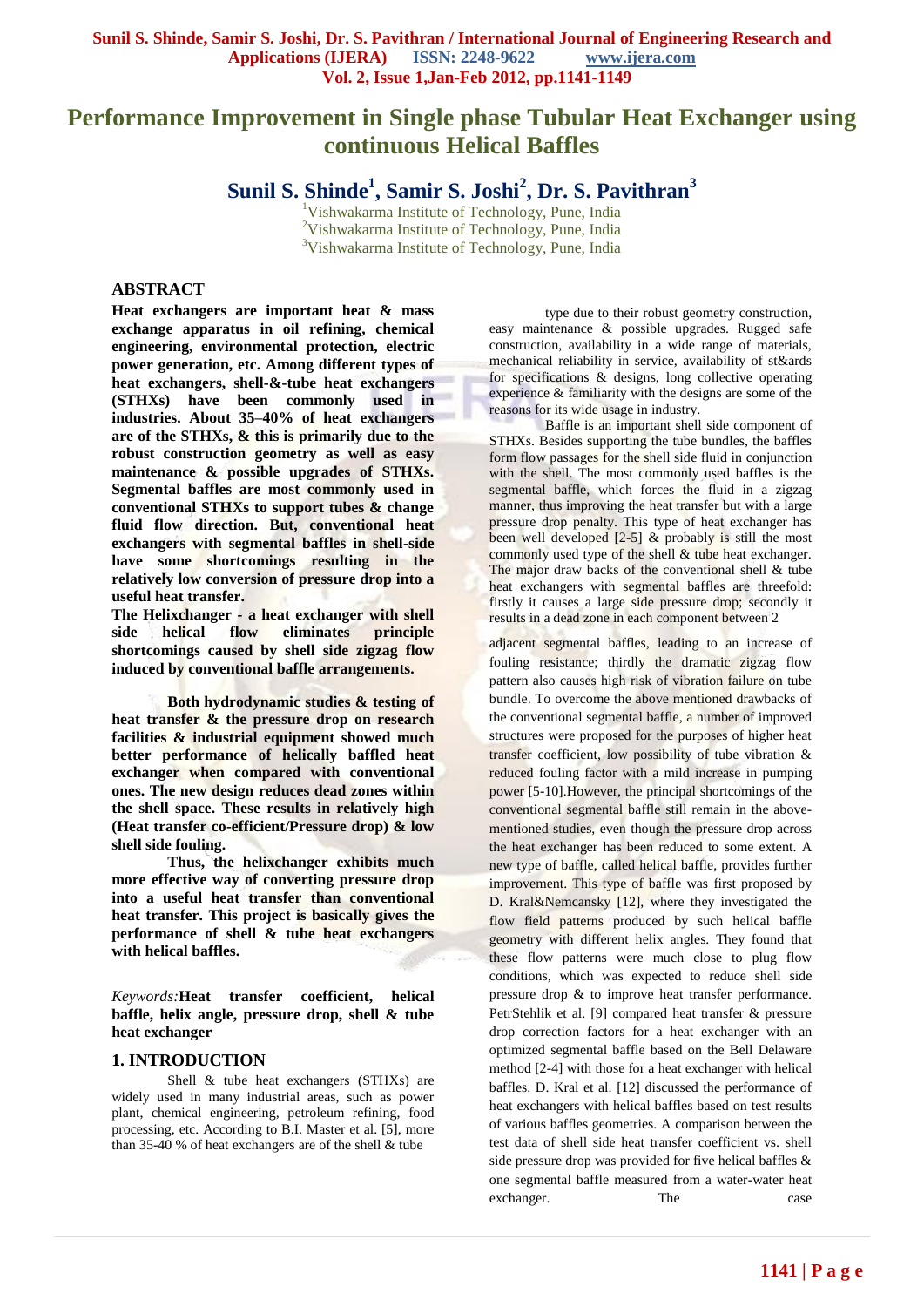# Performance Improvement in Single phase Tubular Heat Exchanger using continuous Helical Baffles

## Sunil S. Shinde[1], Samir S. Joshi[2], Dr. S. Pavithran[3]

[1]Vishwakarma Institute of Technology, Pune, India
[2]Vishwakarma Institute of Technology, Pune, India
[3]Vishwakarma Institute of Technology, Pune, India

## ABSTRACT

**Heat exchangers are important heat & mass exchange apparatus in oil refining, chemical engineering, environmental protection, electric power generation, etc. Among different types of heat exchangers, shell-&-tube heat exchangers (STHXs) have been commonly used in industries. About 35–40% of heat exchangers are of the STHXs, & this is primarily due to the robust construction geometry as well as easy maintenance & possible upgrades of STHXs. Segmental baffles are most commonly used in conventional STHXs to support tubes & change fluid flow direction. But, conventional heat exchangers with segmental baffles in shell-side have some shortcomings resulting in the relatively low conversion of pressure drop into a useful heat transfer.**

**The Helixchanger - a heat exchanger with shell side helical flow eliminates principle shortcomings caused by shell side zigzag flow induced by conventional baffle arrangements.**

**Both hydrodynamic studies & testing of heat transfer & the pressure drop on research facilities & industrial equipment showed much better performance of helically baffled heat exchanger when compared with conventional ones. The new design reduces dead zones within the shell space. These results in relatively high (Heat transfer co-efficient/Pressure drop) & low shell side fouling.**

**Thus, the helixchanger exhibits much more effective way of converting pressure drop into a useful heat transfer than conventional heat transfer. This project is basically gives the performance of shell & tube heat exchangers with helical baffles.**

*Keywords:* **Heat transfer coefficient, helical baffle, helix angle, pressure drop, shell & tube heat exchanger**

## 1. INTRODUCTION

Shell & tube heat exchangers (STHXs) are widely used in many industrial areas, such as power plant, chemical engineering, petroleum refining, food processing, etc. According to B.I. Master et al. [5], more than 35-40 % of heat exchangers are of the shell & tube type due to their robust geometry construction, easy maintenance & possible upgrades. Rugged safe construction, availability in a wide range of materials, mechanical reliability in service, availability of st&ards for specifications & designs, long collective operating experience & familiarity with the designs are some of the reasons for its wide usage in industry.

Baffle is an important shell side component of STHXs. Besides supporting the tube bundles, the baffles form flow passages for the shell side fluid in conjunction with the shell. The most commonly used baffles is the segmental baffle, which forces the fluid in a zigzag manner, thus improving the heat transfer but with a large pressure drop penalty. This type of heat exchanger has been well developed [2-5] & probably is still the most commonly used type of the shell & tube heat exchanger. The major draw backs of the conventional shell & tube heat exchangers with segmental baffles are threefold: firstly it causes a large side pressure drop; secondly it results in a dead zone in each component between 2 adjacent segmental baffles, leading to an increase of fouling resistance; thirdly the dramatic zigzag flow pattern also causes high risk of vibration failure on tube bundle. To overcome the above mentioned drawbacks of the conventional segmental baffle, a number of improved structures were proposed for the purposes of higher heat transfer coefficient, low possibility of tube vibration & reduced fouling factor with a mild increase in pumping power [5-10].However, the principal shortcomings of the conventional segmental baffle still remain in the above-mentioned studies, even though the pressure drop across the heat exchanger has been reduced to some extent. A new type of baffle, called helical baffle, provides further improvement. This type of baffle was first proposed by D. Kral&Nemcansky [12], where they investigated the flow field patterns produced by such helical baffle geometry with different helix angles. They found that these flow patterns were much close to plug flow conditions, which was expected to reduce shell side pressure drop & to improve heat transfer performance. PetrStehlik et al. [9] compared heat transfer & pressure drop correction factors for a heat exchanger with an optimized segmental baffle based on the Bell Delaware method [2-4] with those for a heat exchanger with helical baffles. D. Kral et al. [12] discussed the performance of heat exchangers with helical baffles based on test results of various baffles geometries. A comparison between the test data of shell side heat transfer coefficient vs. shell side pressure drop was provided for five helical baffles & one segmental baffle measured from a water-water heat exchanger. The case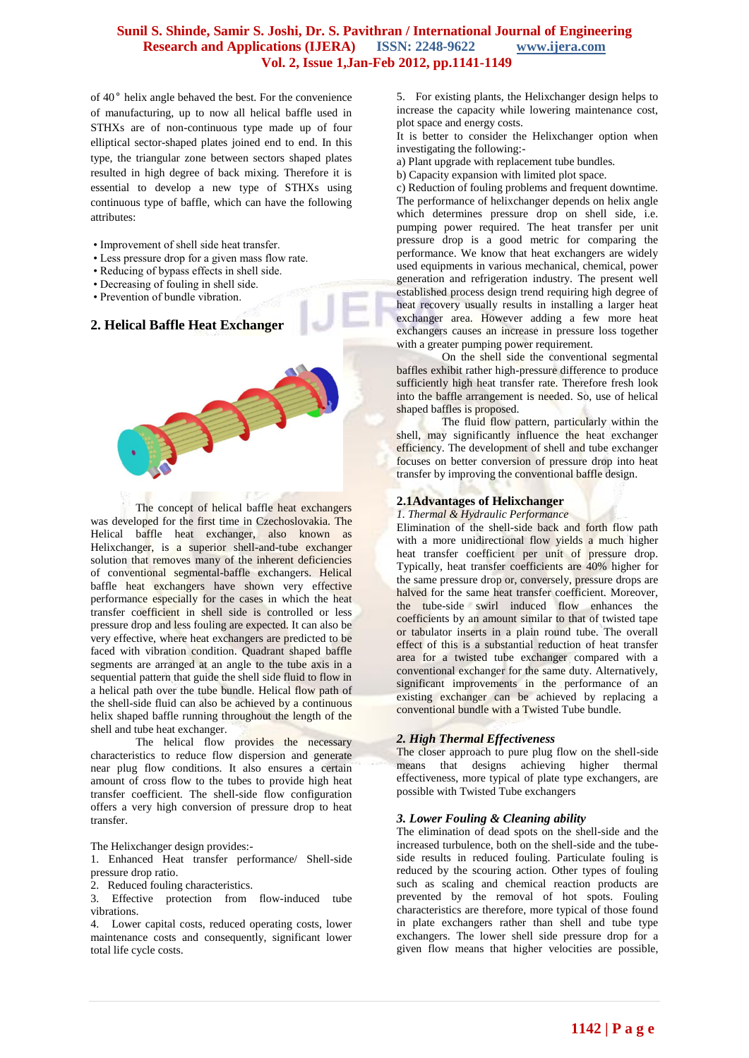of 40° helix angle behaved the best. For the convenience of manufacturing, up to now all helical baffle used in STHXs are of non-continuous type made up of four elliptical sector-shaped plates joined end to end. In this type, the triangular zone between sectors shaped plates resulted in high degree of back mixing. Therefore it is essential to develop a new type of STHXs using continuous type of baffle, which can have the following attributes:

- Improvement of shell side heat transfer.
- Less pressure drop for a given mass flow rate.
- Reducing of bypass effects in shell side.
- Decreasing of fouling in shell side.
- Prevention of bundle vibration.

## 2. Helical Baffle Heat Exchanger

The concept of helical baffle heat exchangers was developed for the first time in Czechoslovakia. The Helical baffle heat exchanger, also known as Helixchanger, is a superior shell-and-tube exchanger solution that removes many of the inherent deficiencies of conventional segmental-baffle exchangers. Helical baffle heat exchangers have shown very effective performance especially for the cases in which the heat transfer coefficient in shell side is controlled or less pressure drop and less fouling are expected. It can also be very effective, where heat exchangers are predicted to be faced with vibration condition. Quadrant shaped baffle segments are arranged at an angle to the tube axis in a sequential pattern that guide the shell side fluid to flow in a helical path over the tube bundle. Helical flow path of the shell-side fluid can also be achieved by a continuous helix shaped baffle running throughout the length of the shell and tube heat exchanger.

The helical flow provides the necessary characteristics to reduce flow dispersion and generate near plug flow conditions. It also ensures a certain amount of cross flow to the tubes to provide high heat transfer coefficient. The shell-side flow configuration offers a very high conversion of pressure drop to heat transfer.

The Helixchanger design provides:-

1. Enhanced Heat transfer performance/ Shell-side pressure drop ratio.
2. Reduced fouling characteristics.
3. Effective protection from flow-induced tube vibrations.
4. Lower capital costs, reduced operating costs, lower maintenance costs and consequently, significant lower total life cycle costs.
5. For existing plants, the Helixchanger design helps to increase the capacity while lowering maintenance cost, plot space and energy costs.

It is better to consider the Helixchanger option when investigating the following:-

a) Plant upgrade with replacement tube bundles.
b) Capacity expansion with limited plot space.
c) Reduction of fouling problems and frequent downtime.

The performance of helixchanger depends on helix angle which determines pressure drop on shell side, i.e. pumping power required. The heat transfer per unit pressure drop is a good metric for comparing the performance. We know that heat exchangers are widely used equipments in various mechanical, chemical, power generation and refrigeration industry. The present well established process design trend requiring high degree of heat recovery usually results in installing a larger heat exchanger area. However adding a few more heat exchangers causes an increase in pressure loss together with a greater pumping power requirement.

On the shell side the conventional segmental baffles exhibit rather high-pressure difference to produce sufficiently high heat transfer rate. Therefore fresh look into the baffle arrangement is needed. So, use of helical shaped baffles is proposed.

The fluid flow pattern, particularly within the shell, may significantly influence the heat exchanger efficiency. The development of shell and tube exchanger focuses on better conversion of pressure drop into heat transfer by improving the conventional baffle design.

### 2.1Advantages of Helixchanger

*1. Thermal & Hydraulic Performance*

Elimination of the shell-side back and forth flow path with a more unidirectional flow yields a much higher heat transfer coefficient per unit of pressure drop. Typically, heat transfer coefficients are 40% higher for the same pressure drop or, conversely, pressure drops are halved for the same heat transfer coefficient. Moreover, the tube-side swirl induced flow enhances the coefficients by an amount similar to that of twisted tape or tabulator inserts in a plain round tube. The overall effect of this is a substantial reduction of heat transfer area for a twisted tube exchanger compared with a conventional exchanger for the same duty. Alternatively, significant improvements in the performance of an existing exchanger can be achieved by replacing a conventional bundle with a Twisted Tube bundle.

***2. High Thermal Effectiveness***

The closer approach to pure plug flow on the shell-side means that designs achieving higher thermal effectiveness, more typical of plate type exchangers, are possible with Twisted Tube exchangers

***3. Lower Fouling & Cleaning ability***

The elimination of dead spots on the shell-side and the increased turbulence, both on the shell-side and the tube-side results in reduced fouling. Particulate fouling is reduced by the scouring action. Other types of fouling such as scaling and chemical reaction products are prevented by the removal of hot spots. Fouling characteristics are therefore, more typical of those found in plate exchangers rather than shell and tube type exchangers. The lower shell side pressure drop for a given flow means that higher velocities are possible,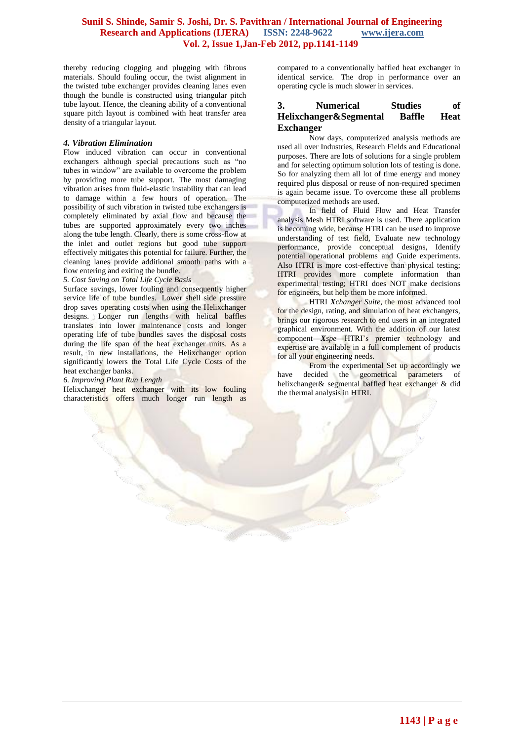thereby reducing clogging and plugging with fibrous materials. Should fouling occur, the twist alignment in the twisted tube exchanger provides cleaning lanes even though the bundle is constructed using triangular pitch tube layout. Hence, the cleaning ability of a conventional square pitch layout is combined with heat transfer area density of a triangular layout.

#### *4. Vibration Elimination*

Flow induced vibration can occur in conventional exchangers although special precautions such as “no tubes in window” are available to overcome the problem by providing more tube support. The most damaging vibration arises from fluid-elastic instability that can lead to damage within a few hours of operation. The possibility of such vibration in twisted tube exchangers is completely eliminated by axial flow and because the tubes are supported approximately every two inches along the tube length. Clearly, there is some cross-flow at the inlet and outlet regions but good tube support effectively mitigates this potential for failure. Further, the cleaning lanes provide additional smooth paths with a flow entering and exiting the bundle.

*5. Cost Saving on Total Life Cycle Basis*

Surface savings, lower fouling and consequently higher service life of tube bundles. Lower shell side pressure drop saves operating costs when using the Helixchanger designs. Longer run lengths with helical baffles translates into lower maintenance costs and longer operating life of tube bundles saves the disposal costs during the life span of the heat exchanger units. As a result, in new installations, the Helixchanger option significantly lowers the Total Life Cycle Costs of the heat exchanger banks.

*6. Improving Plant Run Length*

Helixchanger heat exchanger with its low fouling characteristics offers much longer run length as compared to a conventionally baffled heat exchanger in identical service. The drop in performance over an operating cycle is much slower in services.

## 3. Numerical Studies of Helixchanger&Segmental Baffle Heat Exchanger

Now days, computerized analysis methods are used all over Industries, Research Fields and Educational purposes. There are lots of solutions for a single problem and for selecting optimum solution lots of testing is done. So for analyzing them all lot of time energy and money required plus disposal or reuse of non-required specimen is again became issue. To overcome these all problems computerized methods are used.

In field of Fluid Flow and Heat Transfer analysis Mesh HTRI software is used. There application is becoming wide, because HTRI can be used to improve understanding of test field, Evaluate new technology performance, provide conceptual designs, Identify potential operational problems and Guide experiments. Also HTRI is more cost-effective than physical testing; HTRI provides more complete information than experimental testing; HTRI does NOT make decisions for engineers, but help them be more informed.

HTRI ***X****changer Suite*, the most advanced tool for the design, rating, and simulation of heat exchangers, brings our rigorous research to end users in an integrated graphical environment. With the addition of our latest component—***X****spe*—HTRI’s premier technology and expertise are available in a full complement of products for all your engineering needs.

From the experimental Set up accordingly we have decided the geometrical parameters of helixchanger& segmental baffled heat exchanger & did the thermal analysis in HTRI.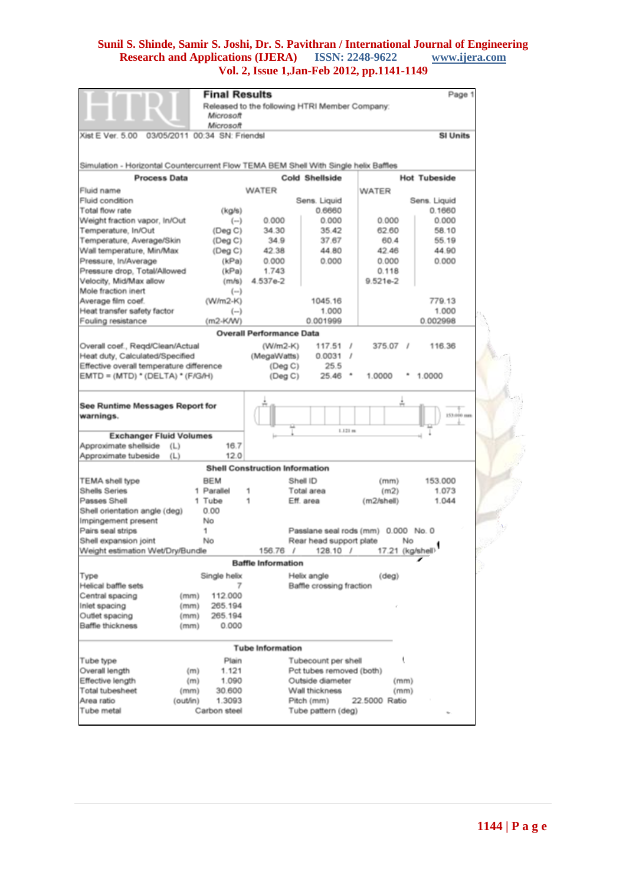**HTRI** | **Final Results** | Page 1

Released to the following HTRI Member Company:
*Microsoft*
*Microsoft*

Xist E Ver. 5.00 03/05/2011 00:34 SN: Friendsl — **SI Units**

Simulation - Horizontal Countercurrent Flow TEMA BEM Shell With Single helix Baffles

| Process Data | | Cold Shellside | | Hot Tubeside | |
|---|---|---|---|---|---|
| Fluid name | | WATER | | WATER | |
| Fluid condition | | | Sens. Liquid | | Sens. Liquid |
| Total flow rate | (kg/s) | | 0.6660 | | 0.1660 |
| Weight fraction vapor, In/Out | (--) | 0.000 | 0.000 | 0.000 | 0.000 |
| Temperature, In/Out | (Deg C) | 34.30 | 35.42 | 62.60 | 58.10 |
| Temperature, Average/Skin | (Deg C) | 34.9 | 37.67 | 60.4 | 55.19 |
| Wall temperature, Min/Max | (Deg C) | 42.38 | 44.80 | 42.46 | 44.90 |
| Pressure, In/Average | (kPa) | 0.000 | 0.000 | 0.000 | 0.000 |
| Pressure drop, Total/Allowed | (kPa) | 1.743 | | 0.118 | |
| Velocity, Mid/Max allow | (m/s) | 4.537e-2 | | 9.521e-2 | |
| Mole fraction inert | (--) | | | | |
| Average film coef. | (W/m2-K) | | 1045.16 | | 779.13 |
| Heat transfer safety factor | (--) | | 1.000 | | 1.000 |
| Fouling resistance | (m2-K/W) | | 0.001999 | | 0.002998 |

**Overall Performance Data**

| | | |
|---|---|---|
| Overall coef., Reqd/Clean/Actual | (W/m2-K) | 117.51 / 375.07 / 116.36 |
| Heat duty, Calculated/Specified | (MegaWatts) | 0.0031 / |
| Effective overall temperature difference | (Deg C) | 25.5 |
| EMTD = (MTD) * (DELTA) * (F/G/H) | (Deg C) | 25.46 * 1.0000 * 1.0000 |

**See Runtime Messages Report for warnings.**

**Exchanger Fluid Volumes**

| | | |
|---|---|---|
| Approximate shellside | (L) | 16.7 |
| Approximate tubeside | (L) | 12.0 |

**Shell Construction Information**

| | | | | |
|---|---|---|---|---|
| TEMA shell type | BEM | Shell ID | (mm) | 153.000 |
| Shells Series | 1 Parallel 1 | Total area | (m2) | 1.073 |
| Passes Shell | 1 Tube 1 | Eff. area | (m2/shell) | 1.044 |
| Shell orientation angle (deg) | 0.00 | | | |
| Impingement present | No | | | |
| Pairs seal strips | 1 | Passlane seal rods (mm) | 0.000 | No. 0 |
| Shell expansion joint | No | Rear head support plate | | No |
| Weight estimation Wet/Dry/Bundle | 156.76 / 128.10 / 17.21 (kg/shell) | | | |

**Baffle Information**

| | | | | |
|---|---|---|---|---|
| Type | | Single helix | Helix angle | (deg) |
| Helical baffle sets | | 7 | Baffle crossing fraction | |
| Central spacing | (mm) | 112.000 | | |
| Inlet spacing | (mm) | 265.194 | | |
| Outlet spacing | (mm) | 265.194 | | |
| Baffle thickness | (mm) | 0.000 | | |

**Tube Information**

| | | | | |
|---|---|---|---|---|
| Tube type | | Plain | Tubecount per shell | |
| Overall length | (m) | 1.121 | Pct tubes removed (both) | |
| Effective length | (m) | 1.090 | Outside diameter | (mm) |
| Total tubesheet | (mm) | 30.600 | Wall thickness | (mm) |
| Area ratio | (out/in) | 1.3093 | Pitch (mm) | 22.5000 Ratio |
| Tube metal | | Carbon steel | Tube pattern (deg) | |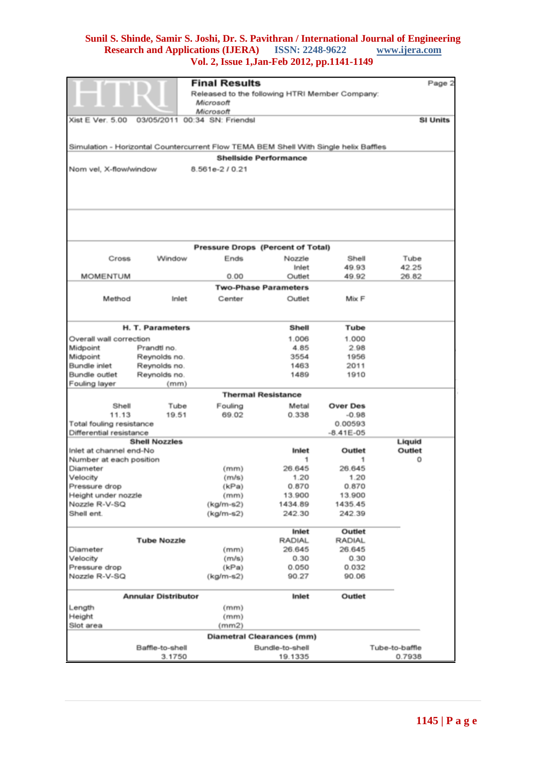**Final Results** — Page 2

Released to the following HTRI Member Company:
*Microsoft*
*Microsoft*

Xist E Ver. 5.00 03/05/2011 00:34 SN: Friendsl — SI Units

Simulation - Horizontal Countercurrent Flow TEMA BEM Shell With Single helix Baffles

**Shellside Performance**

Nom vel, X-flow/window 8.561e-2 / 0.21

**Pressure Drops (Percent of Total)**

| Cross | Window | Ends | Nozzle | Shell | Tube |
|---|---|---|---|---|---|
| | | | Inlet | 49.93 | 42.25 |
| MOMENTUM | | 0.00 | Outlet | 49.92 | 26.82 |

**Two-Phase Parameters**

| Method | Inlet | Center | Outlet | Mix F |
|---|---|---|---|---|

| H. T. Parameters | | Shell | Tube |
|---|---|---|---|
| Overall wall correction | | 1.006 | 1.000 |
| Midpoint | Prandtl no. | 4.85 | 2.98 |
| Midpoint | Reynolds no. | 3554 | 1956 |
| Bundle inlet | Reynolds no. | 1463 | 2011 |
| Bundle outlet | Reynolds no. | 1489 | 1910 |
| Fouling layer | (mm) | | |

**Thermal Resistance**

| Shell | Tube | Fouling | Metal | Over Des |
|---|---|---|---|---|
| 11.13 | 19.51 | 69.02 | 0.338 | -0.98 |
| Total fouling resistance | | | | 0.00593 |
| Differential resistance | | | | -8.41E-05 |

| Shell Nozzles | | Inlet | Outlet | Liquid Outlet |
|---|---|---|---|---|
| Inlet at channel end-No | | | | |
| Number at each position | | 1 | 1 | 0 |
| Diameter | (mm) | 26.645 | 26.645 | |
| Velocity | (m/s) | 1.20 | 1.20 | |
| Pressure drop | (kPa) | 0.870 | 0.870 | |
| Height under nozzle | (mm) | 13.900 | 13.900 | |
| Nozzle R-V-SQ | (kg/m-s2) | 1434.89 | 1435.45 | |
| Shell ent. | (kg/m-s2) | 242.30 | 242.39 | |

| Tube Nozzle | | Inlet | Outlet |
|---|---|---|---|
| | | RADIAL | RADIAL |
| Diameter | (mm) | 26.645 | 26.645 |
| Velocity | (m/s) | 0.30 | 0.30 |
| Pressure drop | (kPa) | 0.050 | 0.032 |
| Nozzle R-V-SQ | (kg/m-s2) | 90.27 | 90.06 |

| Annular Distributor | | Inlet | Outlet |
|---|---|---|---|
| Length | (mm) | | |
| Height | (mm) | | |
| Slot area | (mm2) | | |

**Diametral Clearances (mm)**

| Baffle-to-shell | Bundle-to-shell | Tube-to-baffle |
|---|---|---|
| 3.1750 | 19.1335 | 0.7938 |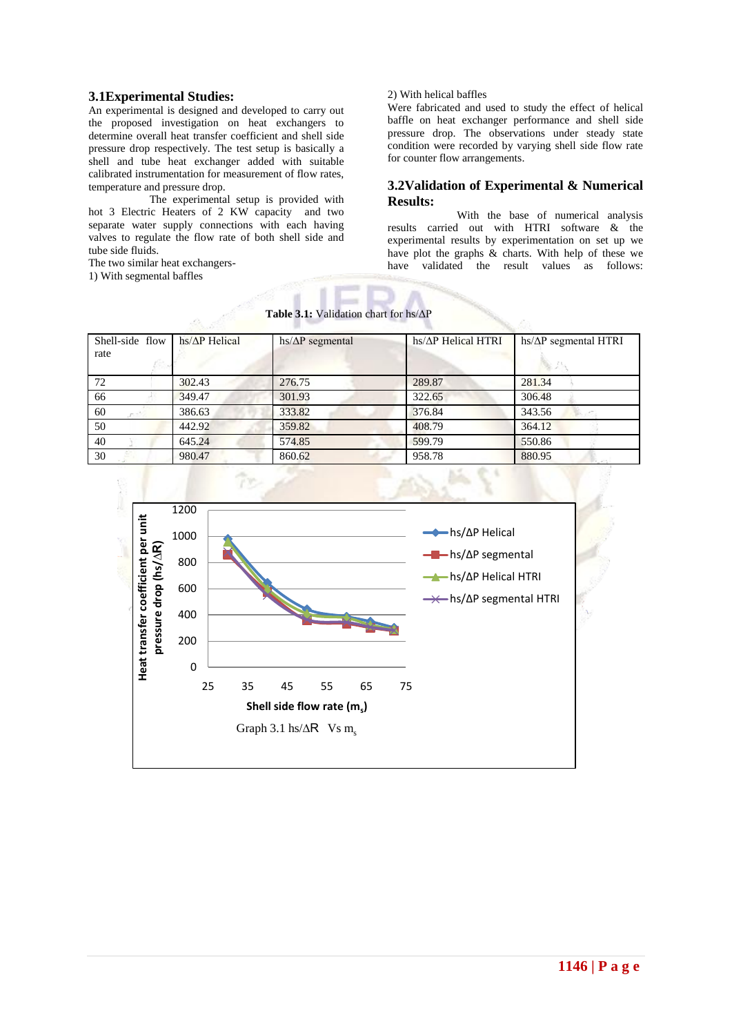### 3.1Experimental Studies:

An experimental is designed and developed to carry out the proposed investigation on heat exchangers to determine overall heat transfer coefficient and shell side pressure drop respectively. The test setup is basically a shell and tube heat exchanger added with suitable calibrated instrumentation for measurement of flow rates, temperature and pressure drop.

The experimental setup is provided with hot 3 Electric Heaters of 2 KW capacity and two separate water supply connections with each having valves to regulate the flow rate of both shell side and tube side fluids.

The two similar heat exchangers-

1) With segmental baffles

2) With helical baffles

Were fabricated and used to study the effect of helical baffle on heat exchanger performance and shell side pressure drop. The observations under steady state condition were recorded by varying shell side flow rate for counter flow arrangements.

### 3.2Validation of Experimental & Numerical Results:

With the base of numerical analysis results carried out with HTRI software & the experimental results by experimentation on set up we have plot the graphs & charts. With help of these we have validated the result values as follows:

**Table 3.1:** Validation chart for hs/ΔP

| Shell-side flow rate | hs/ΔP Helical | hs/ΔP segmental | hs/ΔP Helical HTRI | hs/ΔP segmental HTRI |
|---|---|---|---|---|
| 72 | 302.43 | 276.75 | 289.87 | 281.34 |
| 66 | 349.47 | 301.93 | 322.65 | 306.48 |
| 60 | 386.63 | 333.82 | 376.84 | 343.56 |
| 50 | 442.92 | 359.82 | 408.79 | 364.12 |
| 40 | 645.24 | 574.85 | 599.79 | 550.86 |
| 30 | 980.47 | 860.62 | 958.78 | 880.95 |

Graph 3.1 hs/ΔR Vs $m_s$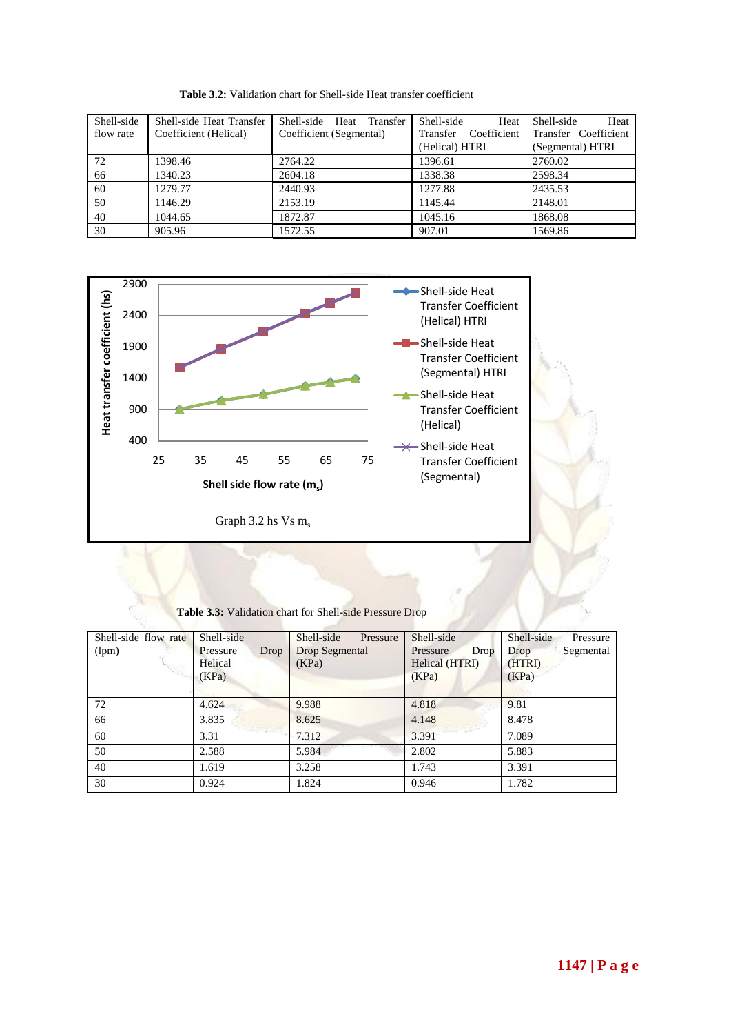**Table 3.2:** Validation chart for Shell-side Heat transfer coefficient

| Shell-side flow rate | Shell-side Heat Transfer Coefficient (Helical) | Shell-side Heat Transfer Coefficient (Segmental) | Shell-side Heat Transfer Coefficient (Helical) HTRI | Shell-side Heat Transfer Coefficient (Segmental) HTRI |
|---|---|---|---|---|
| 72 | 1398.46 | 2764.22 | 1396.61 | 2760.02 |
| 66 | 1340.23 | 2604.18 | 1338.38 | 2598.34 |
| 60 | 1279.77 | 2440.93 | 1277.88 | 2435.53 |
| 50 | 1146.29 | 2153.19 | 1145.44 | 2148.01 |
| 40 | 1044.65 | 1872.87 | 1045.16 | 1868.08 |
| 30 | 905.96 | 1572.55 | 907.01 | 1569.86 |

Graph 3.2 hs Vs $m_s$

**Table 3.3:** Validation chart for Shell-side Pressure Drop

| Shell-side flow rate (lpm) | Shell-side Pressure Drop Helical (KPa) | Shell-side Pressure Drop Segmental (KPa) | Shell-side Pressure Drop Helical (HTRI) (KPa) | Shell-side Pressure Drop Segmental (HTRI) (KPa) |
|---|---|---|---|---|
| 72 | 4.624 | 9.988 | 4.818 | 9.81 |
| 66 | 3.835 | 8.625 | 4.148 | 8.478 |
| 60 | 3.31 | 7.312 | 3.391 | 7.089 |
| 50 | 2.588 | 5.984 | 2.802 | 5.883 |
| 40 | 1.619 | 3.258 | 1.743 | 3.391 |
| 30 | 0.924 | 1.824 | 0.946 | 1.782 |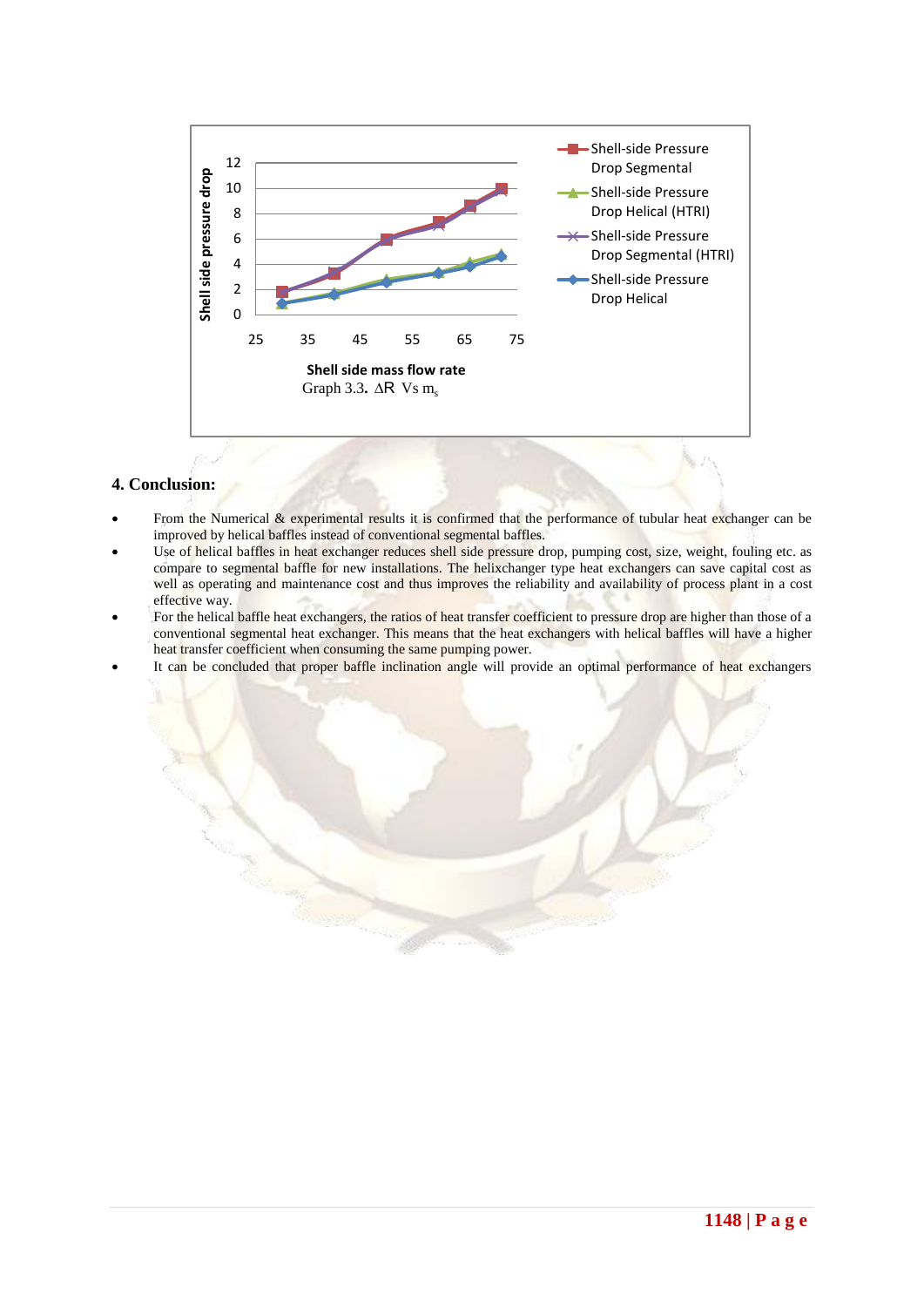Graph 3.3. $\Delta R$ Vs $m_s$

## 4. Conclusion:

- From the Numerical & experimental results it is confirmed that the performance of tubular heat exchanger can be improved by helical baffles instead of conventional segmental baffles.
- Use of helical baffles in heat exchanger reduces shell side pressure drop, pumping cost, size, weight, fouling etc. as compare to segmental baffle for new installations. The helixchanger type heat exchangers can save capital cost as well as operating and maintenance cost and thus improves the reliability and availability of process plant in a cost effective way.
- For the helical baffle heat exchangers, the ratios of heat transfer coefficient to pressure drop are higher than those of a conventional segmental heat exchanger. This means that the heat exchangers with helical baffles will have a higher heat transfer coefficient when consuming the same pumping power.
- It can be concluded that proper baffle inclination angle will provide an optimal performance of heat exchangers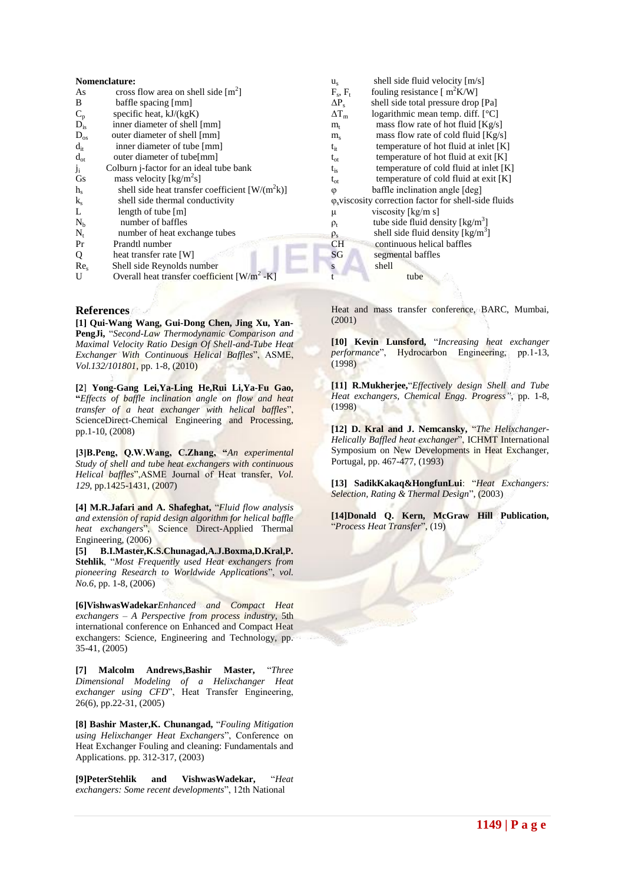**Nomenclature:**

| | |
|---|---|
| As | cross flow area on shell side [$m^2$] |
| B | baffle spacing [mm] |
| $C_p$ | specific heat, kJ/(kgK) |
| $D_{is}$ | inner diameter of shell [mm] |
| $D_{os}$ | outer diameter of shell [mm] |
| $d_{it}$ | inner diameter of tube [mm] |
| $d_{ot}$ | outer diameter of tube[mm] |
| $j_i$ | Colburn j-factor for an ideal tube bank |
| Gs | mass velocity [$kg/m^2s$] |
| $h_s$ | shell side heat transfer coefficient [$W/(m^2k)$] |
| $k_s$ | shell side thermal conductivity |
| L | length of tube [m] |
| $N_b$ | number of baffles |
| $N_t$ | number of heat exchange tubes |
| Pr | Prandtl number |
| Q | heat transfer rate [W] |
| $Re_s$ | Shell side Reynolds number |
| U | Overall heat transfer coefficient [$W/m^2$ -K] |
| $u_s$ | shell side fluid velocity [m/s] |
| $F_s$, $F_t$ | fouling resistance [ $m^2K/W$] |
| $\Delta P_s$ | shell side total pressure drop [Pa] |
| $\Delta T_m$ | logarithmic mean temp. diff. [°C] |
| $m_t$ | mass flow rate of hot fluid [Kg/s] |
| $m_s$ | mass flow rate of cold fluid [Kg/s] |
| $t_{it}$ | temperature of hot fluid at inlet [K] |
| $t_{ot}$ | temperature of hot fluid at exit [K] |
| $t_{is}$ | temperature of cold fluid at inlet [K] |
| $t_{ot}$ | temperature of cold fluid at exit [K] |
| $\varphi$ | baffle inclination angle [deg] |
| $\varphi_s$ | viscosity correction factor for shell-side fluids |
| $\mu$ | viscosity [kg/m s] |
| $\rho_t$ | tube side fluid density [$kg/m^3$] |
| $\rho_s$ | shell side fluid density [$kg/m^3$] |
| CH | continuous helical baffles |
| SG | segmental baffles |
| s | shell |
| t | tube |

## References

**[1] Qui-Wang Wang, Gui-Dong Chen, Jing Xu, Yan-PengJi,** "*Second-Law Thermodynamic Comparison and Maximal Velocity Ratio Design Of Shell-and-Tube Heat Exchanger With Continuous Helical Baffles*", ASME, *Vol.132/101801*, pp. 1-8, (2010)

**[2] Yong-Gang Lei,Ya-Ling He,Rui Li,Ya-Fu Gao, "***Effects of baffle inclination angle on flow and heat transfer of a heat exchanger with helical baffles*", ScienceDirect-Chemical Engineering and Processing, pp.1-10, (2008)

**[3]B.Peng, Q.W.Wang, C.Zhang, "***An experimental Study of shell and tube heat exchangers with continuous Helical baffles*",ASME Journal of Heat transfer, *Vol. 129*, pp.1425-1431, (2007)

**[4] M.R.Jafari and A. Shafeghat,** "*Fluid flow analysis and extension of rapid design algorithm for helical baffle heat exchangers*", Science Direct-Applied Thermal Engineering, (2006)

**[5] B.I.Master,K.S.Chunagad,A.J.Boxma,D.Kral,P. Stehlik**, "*Most Frequently used Heat exchangers from pioneering Research to Worldwide Applications*", *vol. No.6*, pp. 1-8, (2006)

**[6]VishwasWadekar***Enhanced and Compact Heat exchangers – A Perspective from process industry*, 5th international conference on Enhanced and Compact Heat exchangers: Science, Engineering and Technology, pp. 35-41, (2005)

**[7] Malcolm Andrews,Bashir Master,** "*Three Dimensional Modeling of a Helixchanger Heat exchanger using CFD*", Heat Transfer Engineering, 26(6), pp.22-31, (2005)

**[8] Bashir Master,K. Chunangad,** "*Fouling Mitigation using Helixchanger Heat Exchangers*", Conference on Heat Exchanger Fouling and cleaning: Fundamentals and Applications. pp. 312-317, (2003)

**[9]PeterStehlik and VishwasWadekar,** "*Heat exchangers: Some recent developments*", 12th National Heat and mass transfer conference, BARC, Mumbai, (2001)

**[10] Kevin Lunsford,** "*Increasing heat exchanger performance*", Hydrocarbon Engineering, pp.1-13, (1998)

**[11] R.Mukherjee,**"*Effectively design Shell and Tube Heat exchangers, Chemical Engg. Progress"*, pp. 1-8, (1998)

**[12] D. Kral and J. Nemcansky,** "*The Helixchanger-Helically Baffled heat exchanger*", ICHMT International Symposium on New Developments in Heat Exchanger, Portugal, pp. 467-477, (1993)

**[13] SadikKakaq&HongfunLui**: "*Heat Exchangers: Selection, Rating & Thermal Design*", (2003)

**[14]Donald Q. Kern, McGraw Hill Publication,** "*Process Heat Transfer*", (19)